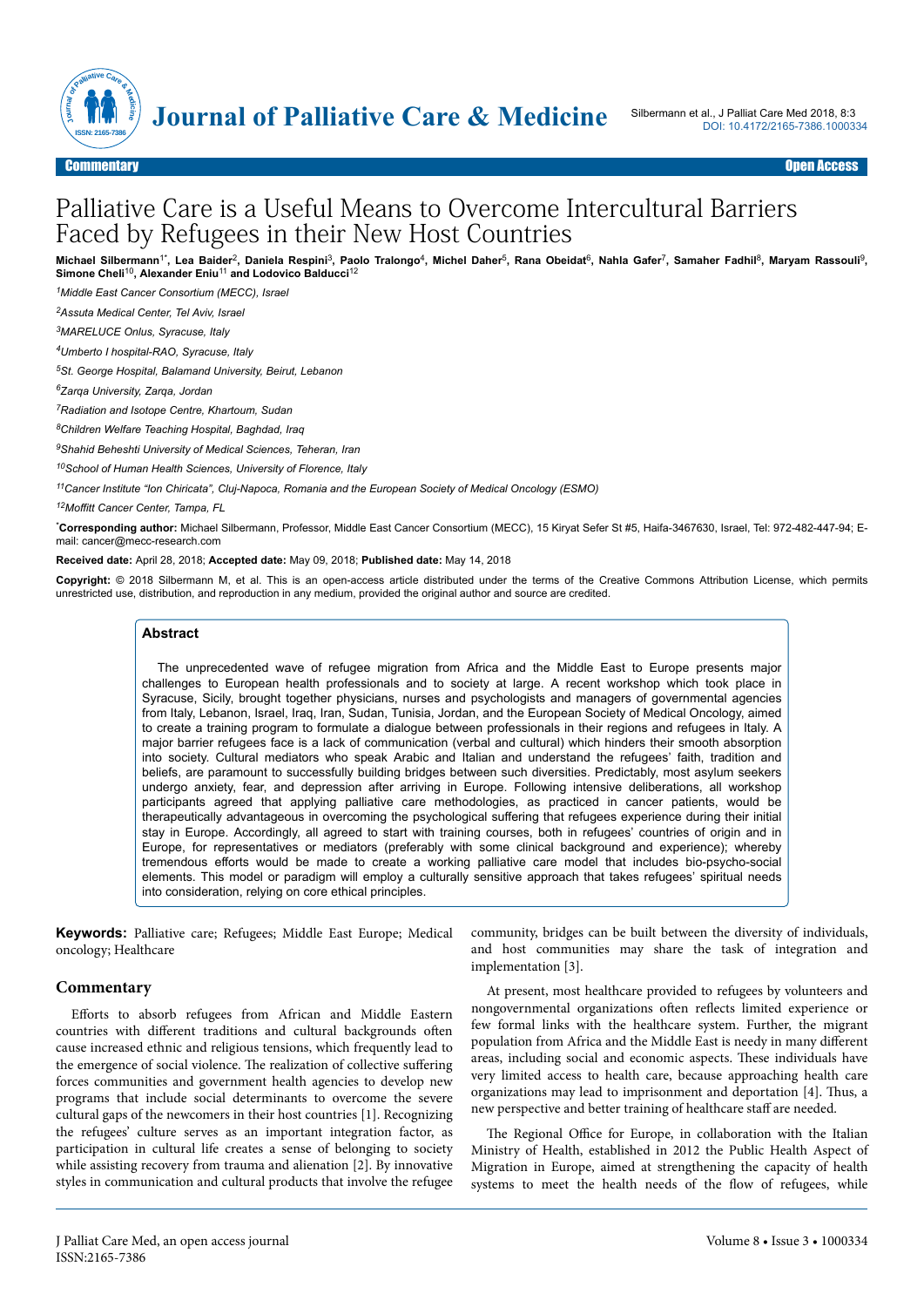Commentary Open Access

# Palliative Care is a Useful Means to Overcome Intercultural Barriers Faced by Refugees in their New Host Countries

**Michael Silbermann[1*], Lea Baider[2], Daniela Respini[3], Paolo Tralongo[4], Michel Daher[5], Rana Obeidat[6], Nahla Gafer[7], Samaher Fadhil[8], Maryam Rassouli[9], Simone Cheli[10], Alexander Eniu[11] and Lodovico Balducci[12]**

[1]*Middle East Cancer Consortium (MECC), Israel*

[2]*Assuta Medical Center, Tel Aviv, Israel*

[3]*MARELUCE Onlus, Syracuse, Italy*

[4]*Umberto I hospital-RAO, Syracuse, Italy*

[5]*St. George Hospital, Balamand University, Beirut, Lebanon*

[6]*Zarqa University, Zarqa, Jordan*

[7]*Radiation and Isotope Centre, Khartoum, Sudan*

[8]*Children Welfare Teaching Hospital, Baghdad, Iraq*

[9]*Shahid Beheshti University of Medical Sciences, Teheran, Iran*

[10]*School of Human Health Sciences, University of Florence, Italy*

[11]*Cancer Institute "Ion Chiricata", Cluj-Napoca, Romania and the European Society of Medical Oncology (ESMO)*

[12]*Moffitt Cancer Center, Tampa, FL*

***Corresponding author:** Michael Silbermann, Professor, Middle East Cancer Consortium (MECC), 15 Kiryat Sefer St #5, Haifa-3467630, Israel, Tel: 972-482-447-94; E-mail: cancer@mecc-research.com

**Received date:** April 28, 2018; **Accepted date:** May 09, 2018; **Published date:** May 14, 2018

**Copyright:** © 2018 Silbermann M, et al. This is an open-access article distributed under the terms of the Creative Commons Attribution License, which permits unrestricted use, distribution, and reproduction in any medium, provided the original author and source are credited.

## Abstract

The unprecedented wave of refugee migration from Africa and the Middle East to Europe presents major challenges to European health professionals and to society at large. A recent workshop which took place in Syracuse, Sicily, brought together physicians, nurses and psychologists and managers of governmental agencies from Italy, Lebanon, Israel, Iraq, Iran, Sudan, Tunisia, Jordan, and the European Society of Medical Oncology, aimed to create a training program to formulate a dialogue between professionals in their regions and refugees in Italy. A major barrier refugees face is a lack of communication (verbal and cultural) which hinders their smooth absorption into society. Cultural mediators who speak Arabic and Italian and understand the refugees' faith, tradition and beliefs, are paramount to successfully building bridges between such diversities. Predictably, most asylum seekers undergo anxiety, fear, and depression after arriving in Europe. Following intensive deliberations, all workshop participants agreed that applying palliative care methodologies, as practiced in cancer patients, would be therapeutically advantageous in overcoming the psychological suffering that refugees experience during their initial stay in Europe. Accordingly, all agreed to start with training courses, both in refugees' countries of origin and in Europe, for representatives or mediators (preferably with some clinical background and experience); whereby tremendous efforts would be made to create a working palliative care model that includes bio-psycho-social elements. This model or paradigm will employ a culturally sensitive approach that takes refugees' spiritual needs into consideration, relying on core ethical principles.

**Keywords:** Palliative care; Refugees; Middle East Europe; Medical oncology; Healthcare

## Commentary

Efforts to absorb refugees from African and Middle Eastern countries with different traditions and cultural backgrounds often cause increased ethnic and religious tensions, which frequently lead to the emergence of social violence. The realization of collective suffering forces communities and government health agencies to develop new programs that include social determinants to overcome the severe cultural gaps of the newcomers in their host countries [1]. Recognizing the refugees' culture serves as an important integration factor, as participation in cultural life creates a sense of belonging to society while assisting recovery from trauma and alienation [2]. By innovative styles in communication and cultural products that involve the refugee community, bridges can be built between the diversity of individuals, and host communities may share the task of integration and implementation [3].

At present, most healthcare provided to refugees by volunteers and nongovernmental organizations often reflects limited experience or few formal links with the healthcare system. Further, the migrant population from Africa and the Middle East is needy in many different areas, including social and economic aspects. These individuals have very limited access to health care, because approaching health care organizations may lead to imprisonment and deportation [4]. Thus, a new perspective and better training of healthcare staff are needed.

The Regional Office for Europe, in collaboration with the Italian Ministry of Health, established in 2012 the Public Health Aspect of Migration in Europe, aimed at strengthening the capacity of health systems to meet the health needs of the flow of refugees, while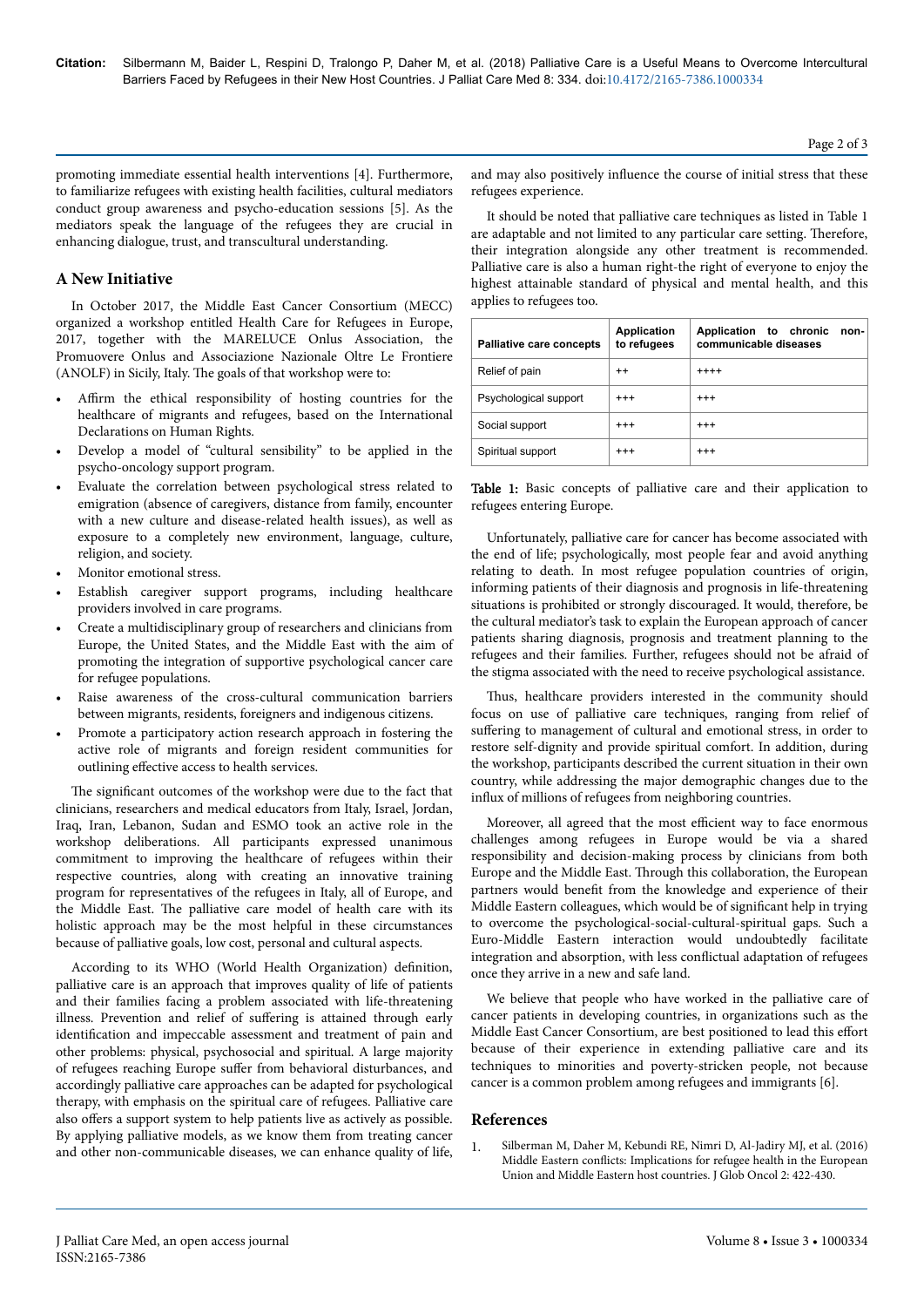promoting immediate essential health interventions [4]. Furthermore, to familiarize refugees with existing health facilities, cultural mediators conduct group awareness and psycho-education sessions [5]. As the mediators speak the language of the refugees they are crucial in enhancing dialogue, trust, and transcultural understanding.

## A New Initiative

In October 2017, the Middle East Cancer Consortium (MECC) organized a workshop entitled Health Care for Refugees in Europe, 2017, together with the MARELUCE Onlus Association, the Promuovere Onlus and Associazione Nazionale Oltre Le Frontiere (ANOLF) in Sicily, Italy. The goals of that workshop were to:

- Affirm the ethical responsibility of hosting countries for the healthcare of migrants and refugees, based on the International Declarations on Human Rights.
- Develop a model of "cultural sensibility" to be applied in the psycho-oncology support program.
- Evaluate the correlation between psychological stress related to emigration (absence of caregivers, distance from family, encounter with a new culture and disease-related health issues), as well as exposure to a completely new environment, language, culture, religion, and society.
- Monitor emotional stress.
- Establish caregiver support programs, including healthcare providers involved in care programs.
- Create a multidisciplinary group of researchers and clinicians from Europe, the United States, and the Middle East with the aim of promoting the integration of supportive psychological cancer care for refugee populations.
- Raise awareness of the cross-cultural communication barriers between migrants, residents, foreigners and indigenous citizens.
- Promote a participatory action research approach in fostering the active role of migrants and foreign resident communities for outlining effective access to health services.

The significant outcomes of the workshop were due to the fact that clinicians, researchers and medical educators from Italy, Israel, Jordan, Iraq, Iran, Lebanon, Sudan and ESMO took an active role in the workshop deliberations. All participants expressed unanimous commitment to improving the healthcare of refugees within their respective countries, along with creating an innovative training program for representatives of the refugees in Italy, all of Europe, and the Middle East. The palliative care model of health care with its holistic approach may be the most helpful in these circumstances because of palliative goals, low cost, personal and cultural aspects.

According to its WHO (World Health Organization) definition, palliative care is an approach that improves quality of life of patients and their families facing a problem associated with life-threatening illness. Prevention and relief of suffering is attained through early identification and impeccable assessment and treatment of pain and other problems: physical, psychosocial and spiritual. A large majority of refugees reaching Europe suffer from behavioral disturbances, and accordingly palliative care approaches can be adapted for psychological therapy, with emphasis on the spiritual care of refugees. Palliative care also offers a support system to help patients live as actively as possible. By applying palliative models, as we know them from treating cancer and other non-communicable diseases, we can enhance quality of life, and may also positively influence the course of initial stress that these refugees experience.

It should be noted that palliative care techniques as listed in Table 1 are adaptable and not limited to any particular care setting. Therefore, their integration alongside any other treatment is recommended. Palliative care is also a human right-the right of everyone to enjoy the highest attainable standard of physical and mental health, and this applies to refugees too.

| Palliative care concepts | Application to refugees | Application to chronic non-communicable diseases |
|---|---|---|
| Relief of pain | ++ | ++++ |
| Psychological support | +++ | +++ |
| Social support | +++ | +++ |
| Spiritual support | +++ | +++ |

**Table 1:** Basic concepts of palliative care and their application to refugees entering Europe.

Unfortunately, palliative care for cancer has become associated with the end of life; psychologically, most people fear and avoid anything relating to death. In most refugee population countries of origin, informing patients of their diagnosis and prognosis in life-threatening situations is prohibited or strongly discouraged. It would, therefore, be the cultural mediator's task to explain the European approach of cancer patients sharing diagnosis, prognosis and treatment planning to the refugees and their families. Further, refugees should not be afraid of the stigma associated with the need to receive psychological assistance.

Thus, healthcare providers interested in the community should focus on use of palliative care techniques, ranging from relief of suffering to management of cultural and emotional stress, in order to restore self-dignity and provide spiritual comfort. In addition, during the workshop, participants described the current situation in their own country, while addressing the major demographic changes due to the influx of millions of refugees from neighboring countries.

Moreover, all agreed that the most efficient way to face enormous challenges among refugees in Europe would be via a shared responsibility and decision-making process by clinicians from both Europe and the Middle East. Through this collaboration, the European partners would benefit from the knowledge and experience of their Middle Eastern colleagues, which would be of significant help in trying to overcome the psychological-social-cultural-spiritual gaps. Such a Euro-Middle Eastern interaction would undoubtedly facilitate integration and absorption, with less conflictual adaptation of refugees once they arrive in a new and safe land.

We believe that people who have worked in the palliative care of cancer patients in developing countries, in organizations such as the Middle East Cancer Consortium, are best positioned to lead this effort because of their experience in extending palliative care and its techniques to minorities and poverty-stricken people, not because cancer is a common problem among refugees and immigrants [6].

## References

1. Silberman M, Daher M, Kebundi RE, Nimri D, Al-Jadiry MJ, et al. (2016) Middle Eastern conflicts: Implications for refugee health in the European Union and Middle Eastern host countries. J Glob Oncol 2: 422-430.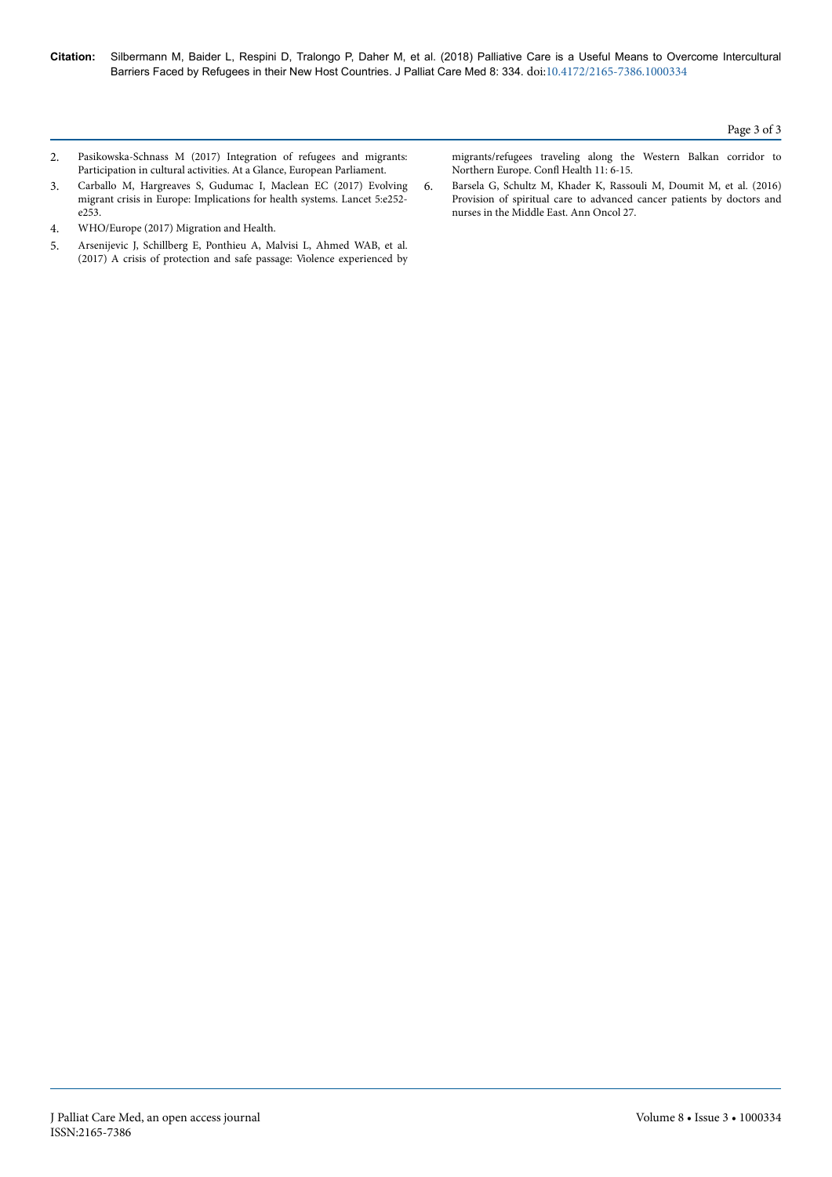2. Pasikowska-Schnass M (2017) Integration of refugees and migrants: Participation in cultural activities. At a Glance, European Parliament.
3. Carballo M, Hargreaves S, Gudumac I, Maclean EC (2017) Evolving migrant crisis in Europe: Implications for health systems. Lancet 5:e252-e253.
4. WHO/Europe (2017) Migration and Health.
5. Arsenijevic J, Schillberg E, Ponthieu A, Malvisi L, Ahmed WAB, et al. (2017) A crisis of protection and safe passage: Violence experienced by migrants/refugees traveling along the Western Balkan corridor to Northern Europe. Confl Health 11: 6-15.
6. Barsela G, Schultz M, Khader K, Rassouli M, Doumit M, et al. (2016) Provision of spiritual care to advanced cancer patients by doctors and nurses in the Middle East. Ann Oncol 27.